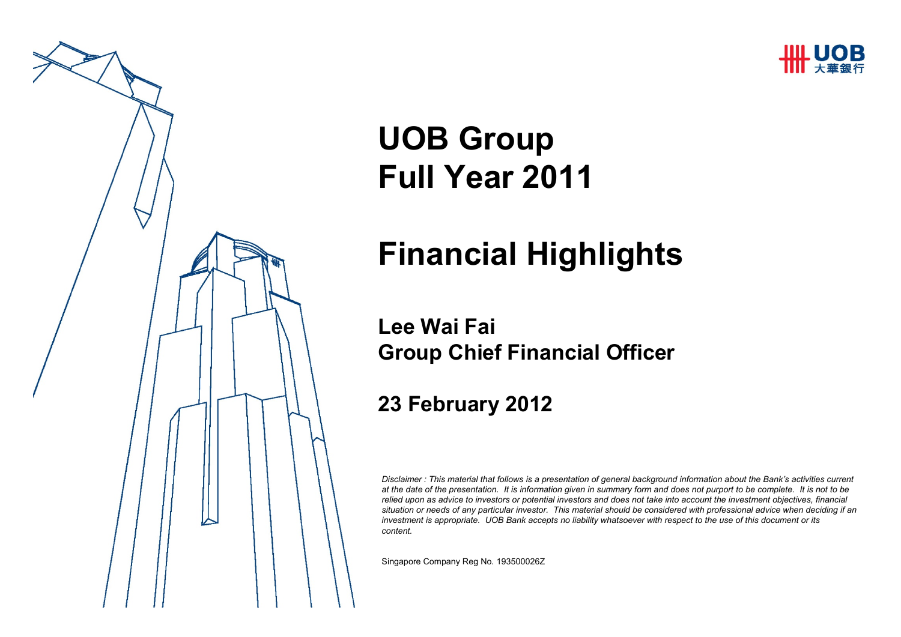UOB 大華銀行

# UOB Group
# Full Year 2011

# Financial Highlights

**Lee Wai Fai**
**Group Chief Financial Officer**

**23 February 2012**

*Disclaimer : This material that follows is a presentation of general background information about the Bank's activities current at the date of the presentation. It is information given in summary form and does not purport to be complete. It is not to be relied upon as advice to investors or potential investors and does not take into account the investment objectives, financial situation or needs of any particular investor. This material should be considered with professional advice when deciding if an investment is appropriate. UOB Bank accepts no liability whatsoever with respect to the use of this document or its content.*

Singapore Company Reg No. 193500026Z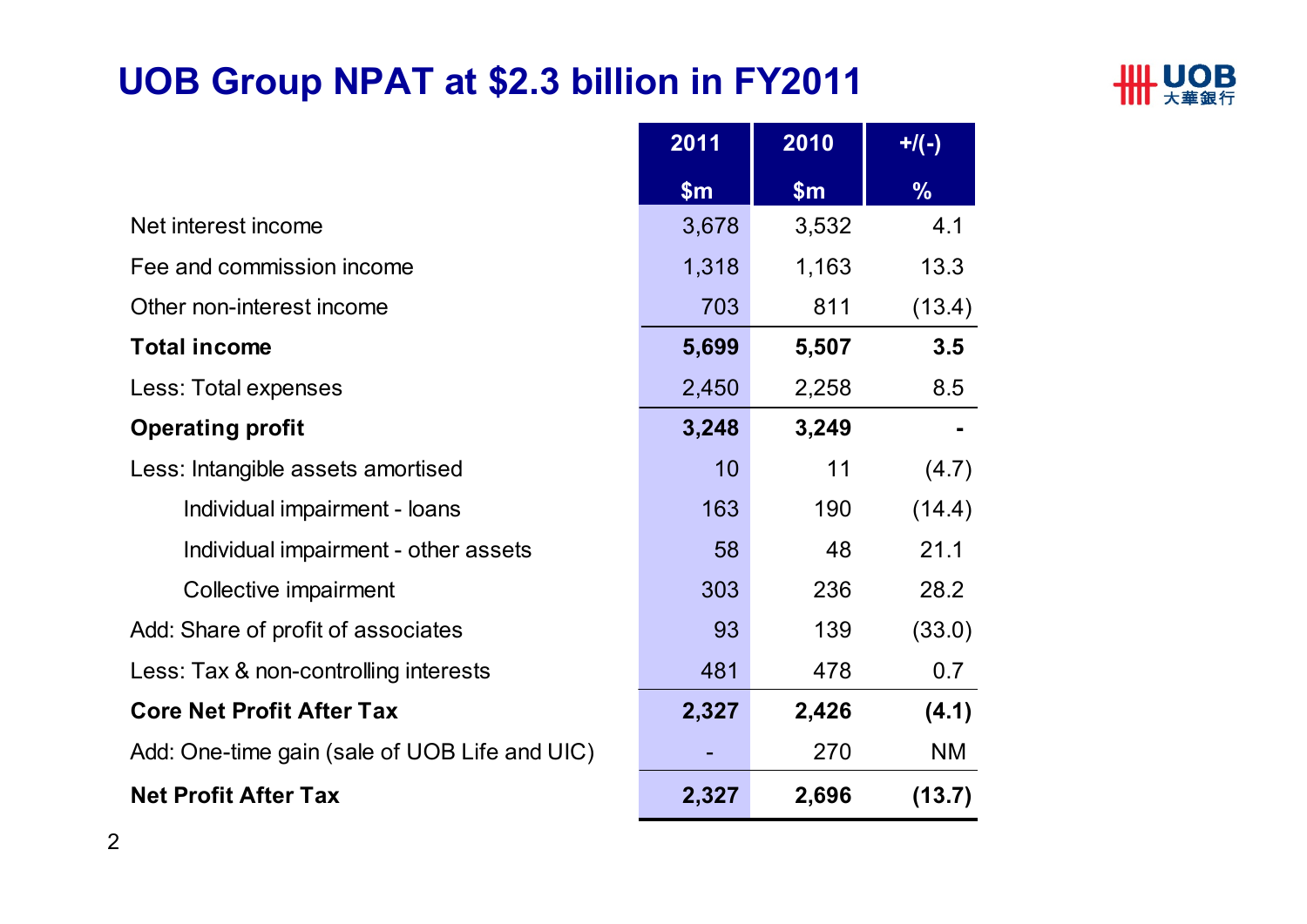# UOB Group NPAT at $2.3 billion in FY2011

| | 2011<br>$m | 2010<br>$m | +/(-)<br>% |
|---|---|---|---|
| Net interest income | 3,678 | 3,532 | 4.1 |
| Fee and commission income | 1,318 | 1,163 | 13.3 |
| Other non-interest income | 703 | 811 | (13.4) |
| **Total income** | **5,699** | **5,507** | **3.5** |
| Less: Total expenses | 2,450 | 2,258 | 8.5 |
| **Operating profit** | **3,248** | **3,249** | **-** |
| Less: Intangible assets amortised | 10 | 11 | (4.7) |
| Individual impairment - loans | 163 | 190 | (14.4) |
| Individual impairment - other assets | 58 | 48 | 21.1 |
| Collective impairment | 303 | 236 | 28.2 |
| Add: Share of profit of associates | 93 | 139 | (33.0) |
| Less: Tax & non-controlling interests | 481 | 478 | 0.7 |
| **Core Net Profit After Tax** | **2,327** | **2,426** | **(4.1)** |
| Add: One-time gain (sale of UOB Life and UIC) | - | 270 | NM |
| **Net Profit After Tax** | **2,327** | **2,696** | **(13.7)** |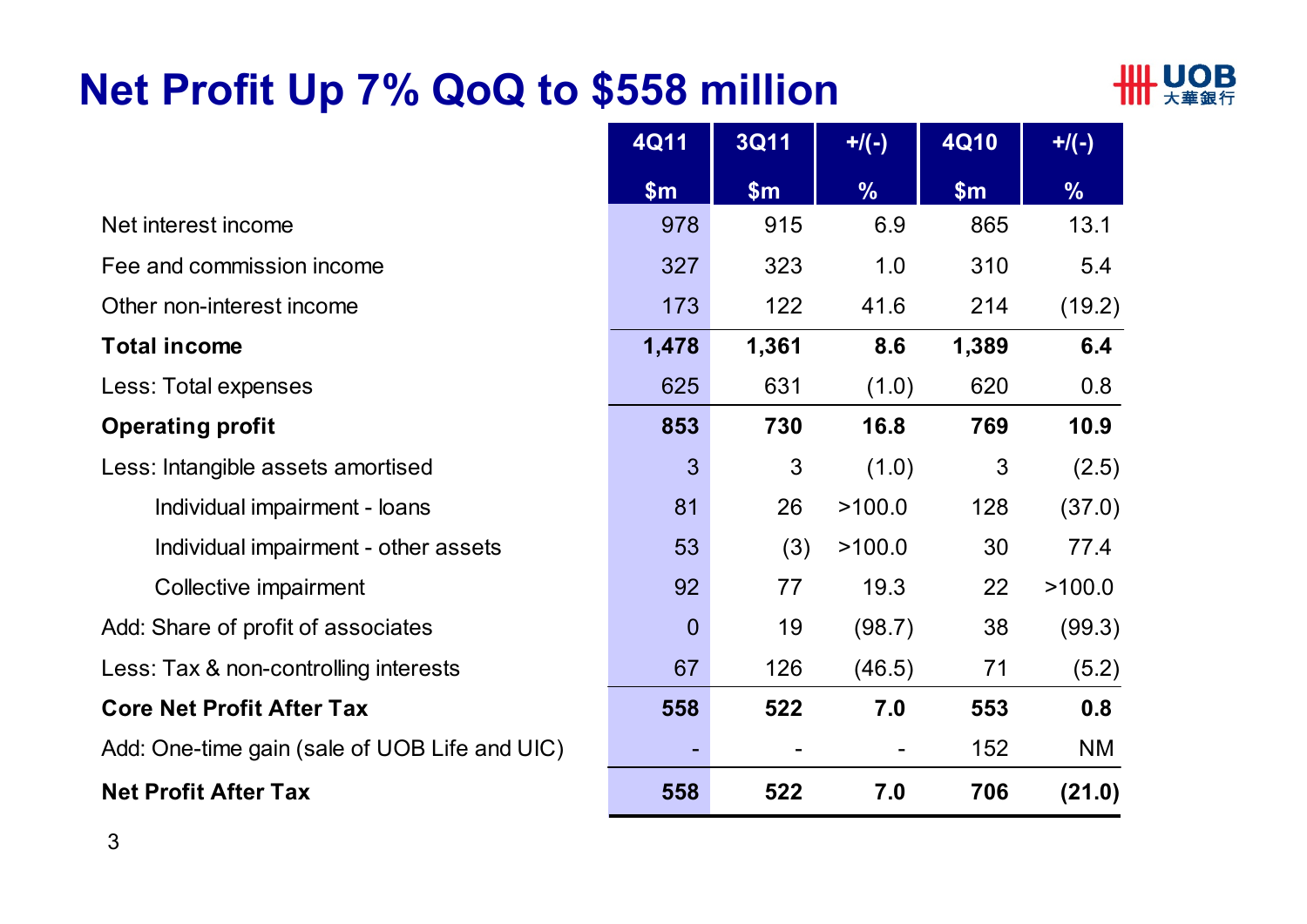# Net Profit Up 7% QoQ to $558 million

| | 4Q11 | 3Q11 | +/(-) | 4Q10 | +/(-) |
|---|---|---|---|---|---|
| | $m | $m | % | $m | % |
| Net interest income | 978 | 915 | 6.9 | 865 | 13.1 |
| Fee and commission income | 327 | 323 | 1.0 | 310 | 5.4 |
| Other non-interest income | 173 | 122 | 41.6 | 214 | (19.2) |
| **Total income** | **1,478** | **1,361** | **8.6** | **1,389** | **6.4** |
| Less: Total expenses | 625 | 631 | (1.0) | 620 | 0.8 |
| **Operating profit** | **853** | **730** | **16.8** | **769** | **10.9** |
| Less: Intangible assets amortised | 3 | 3 | (1.0) | 3 | (2.5) |
| Individual impairment - loans | 81 | 26 | >100.0 | 128 | (37.0) |
| Individual impairment - other assets | 53 | (3) | >100.0 | 30 | 77.4 |
| Collective impairment | 92 | 77 | 19.3 | 22 | >100.0 |
| Add: Share of profit of associates | 0 | 19 | (98.7) | 38 | (99.3) |
| Less: Tax & non-controlling interests | 67 | 126 | (46.5) | 71 | (5.2) |
| **Core Net Profit After Tax** | **558** | **522** | **7.0** | **553** | **0.8** |
| Add: One-time gain (sale of UOB Life and UIC) | - | - | - | 152 | NM |
| **Net Profit After Tax** | **558** | **522** | **7.0** | **706** | **(21.0)** |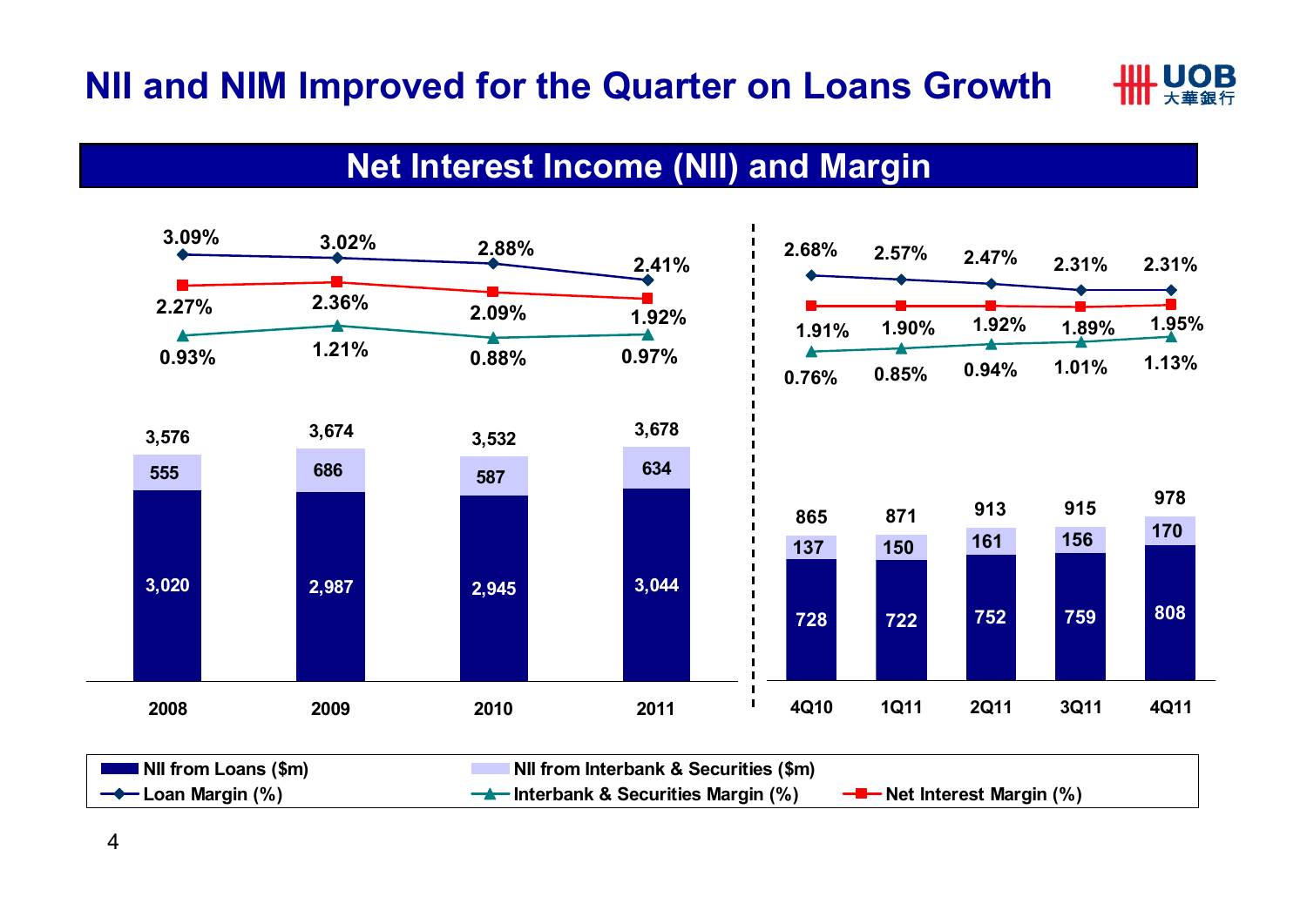# NII and NIM Improved for the Quarter on Loans Growth

## Net Interest Income (NII) and Margin

| | 2008 | 2009 | 2010 | 2011 | 4Q10 | 1Q11 | 2Q11 | 3Q11 | 4Q11 |
|---|---|---|---|---|---|---|---|---|---|
| Loan Margin (%) | 3.09% | 3.02% | 2.88% | 2.41% | 2.68% | 2.57% | 2.47% | 2.31% | 2.31% |
| Net Interest Margin (%) | 2.27% | 2.36% | 2.09% | 1.92% | 1.91% | 1.90% | 1.92% | 1.89% | 1.95% |
| Interbank & Securities Margin (%) | 0.93% | 1.21% | 0.88% | 0.97% | 0.76% | 0.85% | 0.94% | 1.01% | 1.13% |
| NII from Interbank & Securities ($m) | 555 | 686 | 587 | 634 | 137 | 150 | 161 | 156 | 170 |
| NII from Loans ($m) | 3,020 | 2,987 | 2,945 | 3,044 | 728 | 722 | 752 | 759 | 808 |
| Total NII ($m) | 3,576 | 3,674 | 3,532 | 3,678 | 865 | 871 | 913 | 915 | 978 |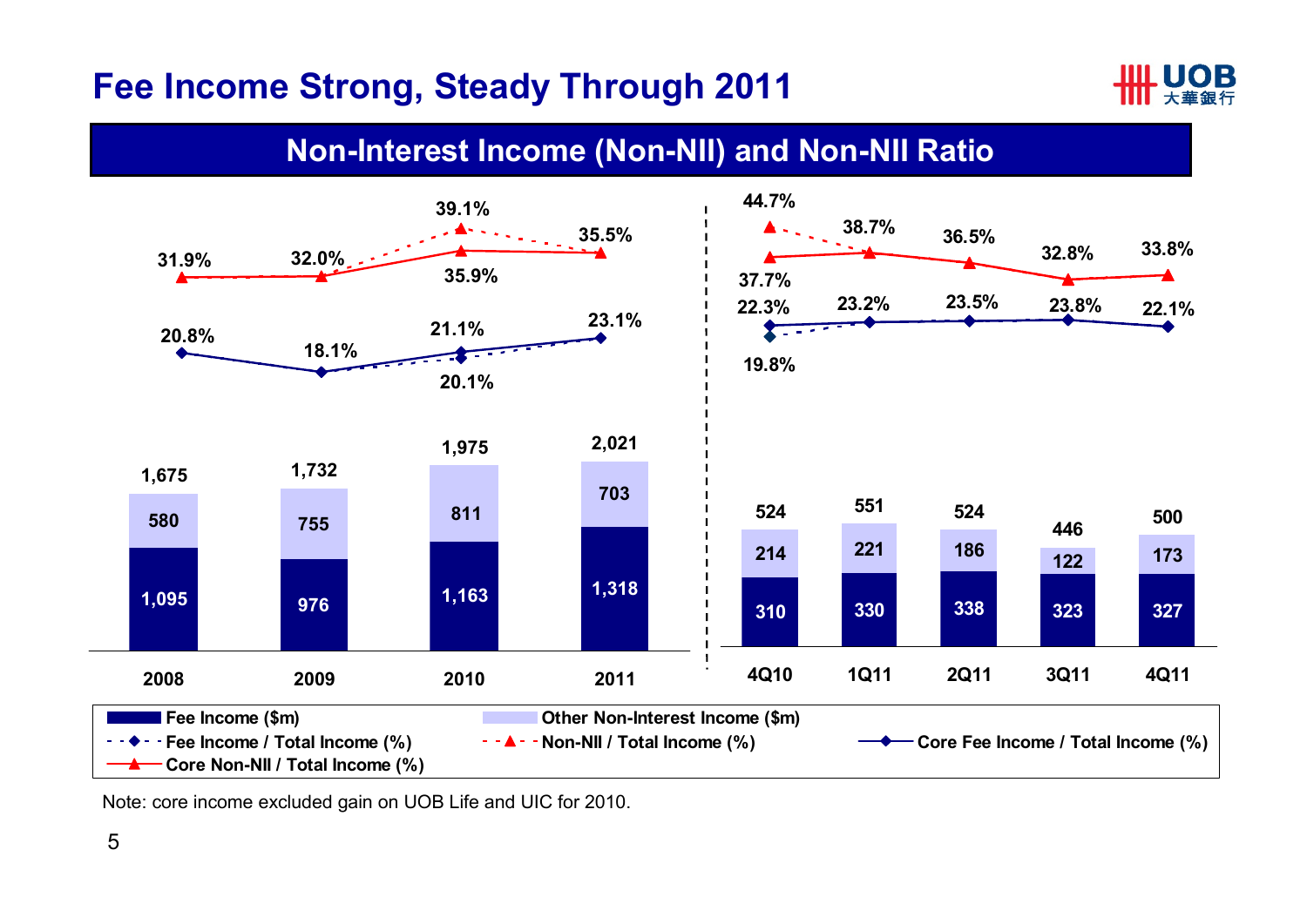# Fee Income Strong, Steady Through 2011

## Non-Interest Income (Non-NII) and Non-NII Ratio

| | 2008 | 2009 | 2010 | 2011 | 4Q10 | 1Q11 | 2Q11 | 3Q11 | 4Q11 |
|---|---|---|---|---|---|---|---|---|---|
| Fee Income ($m) | 1,095 | 976 | 1,163 | 1,318 | 310 | 330 | 338 | 323 | 327 |
| Other Non-Interest Income ($m) | 580 | 755 | 811 | 703 | 214 | 221 | 186 | 122 | 173 |
| Total Non-NII ($m) | 1,675 | 1,732 | 1,975 | 2,021 | 524 | 551 | 524 | 446 | 500 |
| Fee Income / Total Income (%) | 20.8% | 18.1% | 20.1% | 23.1% | 19.8% | 23.2% | 23.5% | 23.8% | 22.1% |
| Core Fee Income / Total Income (%) | 20.8% | 18.1% | 21.1% | 23.1% | 22.3% | 23.2% | 23.5% | 23.8% | 22.1% |
| Non-NII / Total Income (%) | 31.9% | 32.0% | 39.1% | 35.5% | 44.7% | 38.7% | 36.5% | 32.8% | 33.8% |
| Core Non-NII / Total Income (%) | 31.9% | 32.0% | 35.9% | 35.5% | 37.7% | 38.7% | 36.5% | 32.8% | 33.8% |

Note: core income excluded gain on UOB Life and UIC for 2010.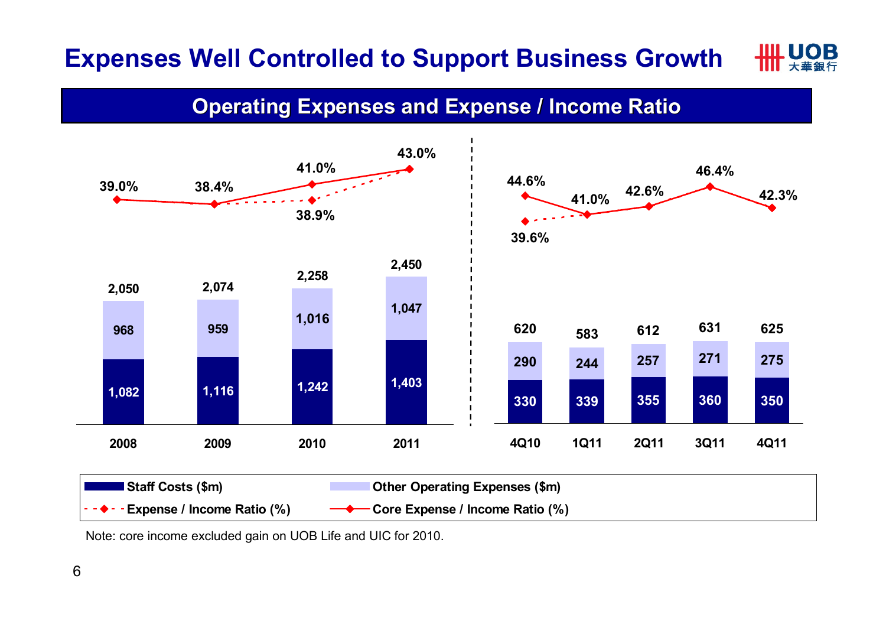# Expenses Well Controlled to Support Business Growth

## Operating Expenses and Expense / Income Ratio

| | 2008 | 2009 | 2010 | 2011 |
|---|---|---|---|---|
| Staff Costs ($m) | 1,082 | 1,116 | 1,242 | 1,403 |
| Other Operating Expenses ($m) | 968 | 959 | 1,016 | 1,047 |
| Total | 2,050 | 2,074 | 2,258 | 2,450 |
| Expense / Income Ratio (%) | 39.0% | 38.4% | 38.9% | 43.0% |
| Core Expense / Income Ratio (%) | 39.0% | 38.4% | 41.0% | 43.0% |

| | 4Q10 | 1Q11 | 2Q11 | 3Q11 | 4Q11 |
|---|---|---|---|---|---|
| Staff Costs ($m) | 330 | 339 | 355 | 360 | 350 |
| Other Operating Expenses ($m) | 290 | 244 | 257 | 271 | 275 |
| Total | 620 | 583 | 612 | 631 | 625 |
| Expense / Income Ratio (%) | 39.6% | 41.0% | 42.6% | 46.4% | 42.3% |
| Core Expense / Income Ratio (%) | 44.6% | 41.0% | 42.6% | 46.4% | 42.3% |

Note: core income excluded gain on UOB Life and UIC for 2010.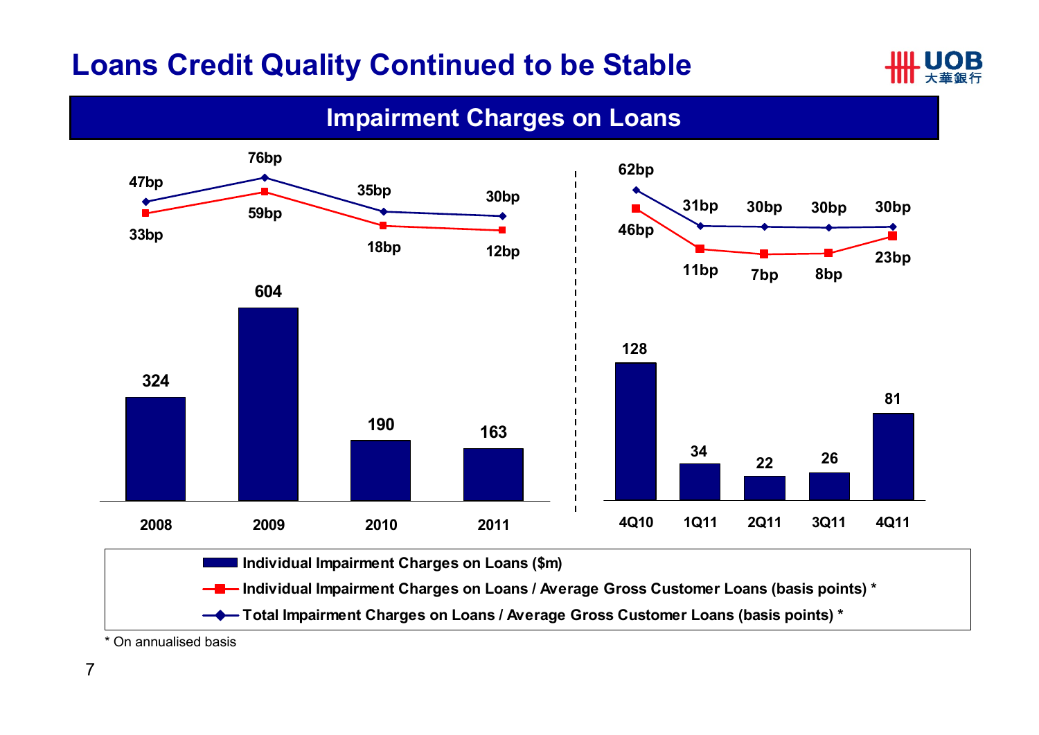# Loans Credit Quality Continued to be Stable

## Impairment Charges on Loans

| | 2008 | 2009 | 2010 | 2011 |
|---|---|---|---|---|
| Individual Impairment Charges on Loans ($m) | 324 | 604 | 190 | 163 |
| Individual Impairment Charges on Loans / Average Gross Customer Loans (basis points) * | 33bp | 59bp | 18bp | 12bp |
| Total Impairment Charges on Loans / Average Gross Customer Loans (basis points) * | 47bp | 76bp | 35bp | 30bp |

| | 4Q10 | 1Q11 | 2Q11 | 3Q11 | 4Q11 |
|---|---|---|---|---|---|
| Individual Impairment Charges on Loans ($m) | 128 | 34 | 22 | 26 | 81 |
| Individual Impairment Charges on Loans / Average Gross Customer Loans (basis points) * | 46bp | 11bp | 7bp | 8bp | 23bp |
| Total Impairment Charges on Loans / Average Gross Customer Loans (basis points) * | 62bp | 31bp | 30bp | 30bp | 30bp |

\* On annualised basis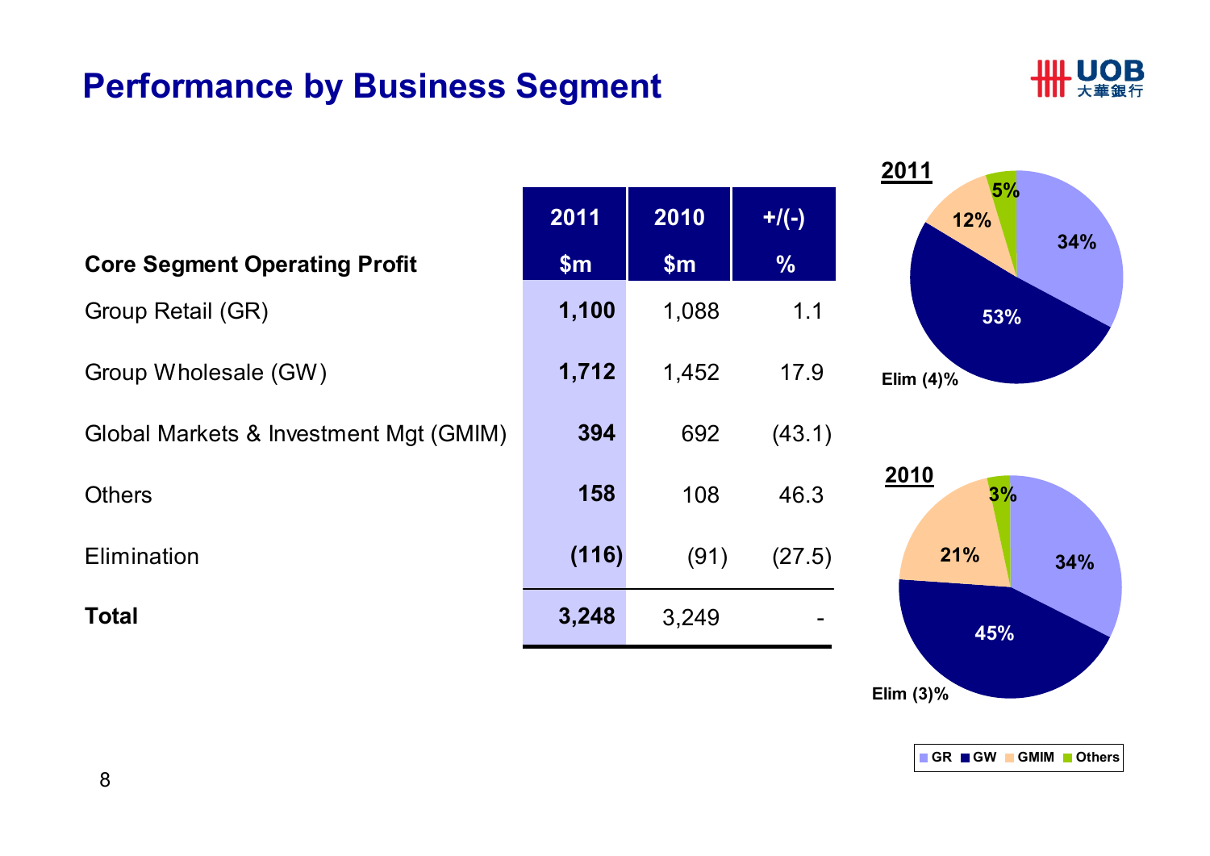# Performance by Business Segment

| Core Segment Operating Profit | 2011 $m | 2010 $m | +/(-) % |
|---|---|---|---|
| Group Retail (GR) | **1,100** | 1,088 | 1.1 |
| Group Wholesale (GW) | **1,712** | 1,452 | 17.9 |
| Global Markets & Investment Mgt (GMIM) | **394** | 692 | (43.1) |
| Others | **158** | 108 | 46.3 |
| Elimination | **(116)** | (91) | (27.5) |
| **Total** | **3,248** | 3,249 | - |

**2011**

GR 34%, GW 53%, GMIM 12%, Others 5%, Elim (4)%

**2010**

GR 34%, GW 45%, GMIM 21%, Others 3%, Elim (3)%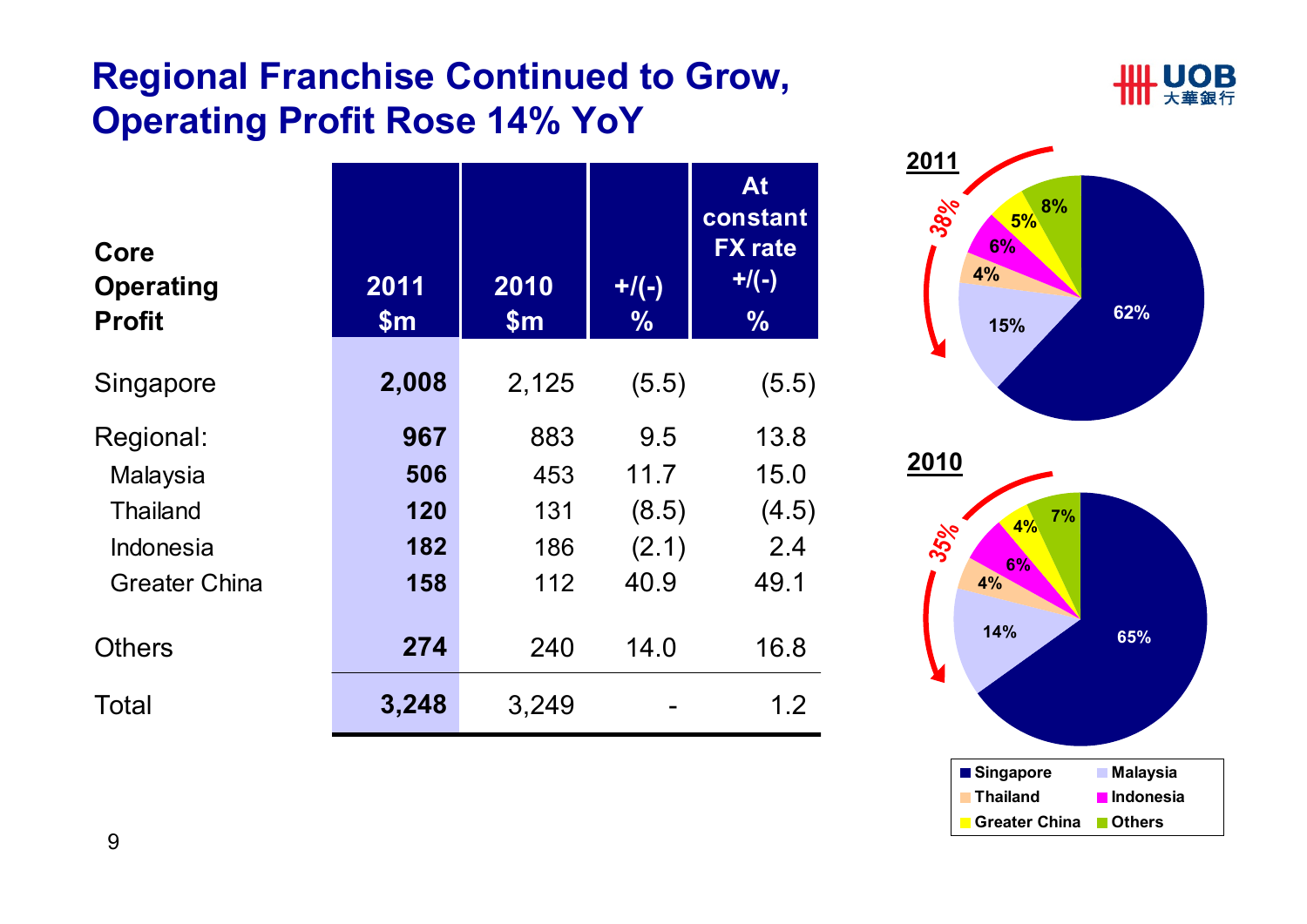# Regional Franchise Continued to Grow, Operating Profit Rose 14% YoY

| Core Operating Profit | 2011 $m | 2010 $m | +/(-) % | At constant FX rate +/(-) % |
|---|---|---|---|---|
| Singapore | **2,008** | 2,125 | (5.5) | (5.5) |
| Regional: | **967** | 883 | 9.5 | 13.8 |
| Malaysia | **506** | 453 | 11.7 | 15.0 |
| Thailand | **120** | 131 | (8.5) | (4.5) |
| Indonesia | **182** | 186 | (2.1) | 2.4 |
| Greater China | **158** | 112 | 40.9 | 49.1 |
| Others | **274** | 240 | 14.0 | 16.8 |
| Total | **3,248** | 3,249 | - | 1.2 |

**2011**

| Region | Share |
|---|---|
| Singapore | 62% |
| Malaysia | 15% |
| Thailand | 4% |
| Indonesia | 6% |
| Greater China | 5% |
| Others | 8% |

38%

**2010**

| Region | Share |
|---|---|
| Singapore | 65% |
| Malaysia | 14% |
| Thailand | 4% |
| Indonesia | 6% |
| Greater China | 4% |
| Others | 7% |

35%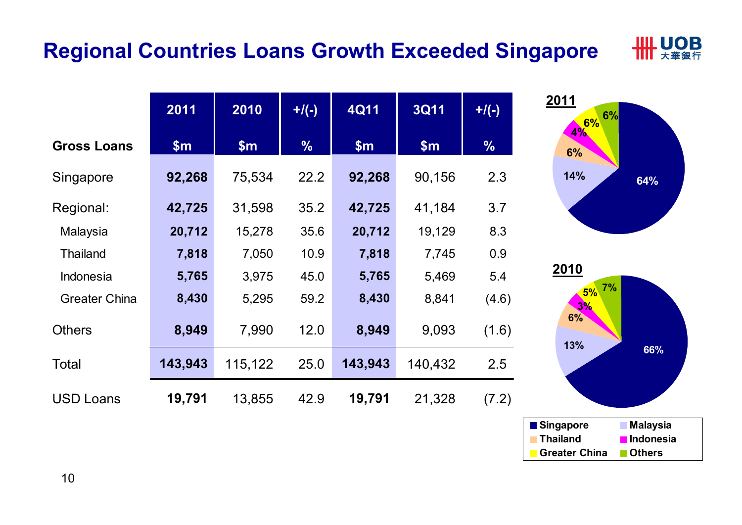# Regional Countries Loans Growth Exceeded Singapore

| Gross Loans | 2011 $m | 2010 $m | +/(-) % | 4Q11 $m | 3Q11 $m | +/(-) % |
|---|---|---|---|---|---|---|
| Singapore | **92,268** | 75,534 | 22.2 | **92,268** | 90,156 | 2.3 |
| Regional: | **42,725** | 31,598 | 35.2 | **42,725** | 41,184 | 3.7 |
| Malaysia | **20,712** | 15,278 | 35.6 | **20,712** | 19,129 | 8.3 |
| Thailand | **7,818** | 7,050 | 10.9 | **7,818** | 7,745 | 0.9 |
| Indonesia | **5,765** | 3,975 | 45.0 | **5,765** | 5,469 | 5.4 |
| Greater China | **8,430** | 5,295 | 59.2 | **8,430** | 8,841 | (4.6) |
| Others | **8,949** | 7,990 | 12.0 | **8,949** | 9,093 | (1.6) |
| Total | **143,943** | 115,122 | 25.0 | **143,943** | 140,432 | 2.5 |
| USD Loans | **19,791** | 13,855 | 42.9 | **19,791** | 21,328 | (7.2) |

**2011**

| Region | Share |
|---|---|
| Singapore | 64% |
| Malaysia | 14% |
| Thailand | 6% |
| Indonesia | 4% |
| Greater China | 6% |
| Others | 6% |

**2010**

| Region | Share |
|---|---|
| Singapore | 66% |
| Malaysia | 13% |
| Thailand | 6% |
| Indonesia | 3% |
| Greater China | 5% |
| Others | 7% |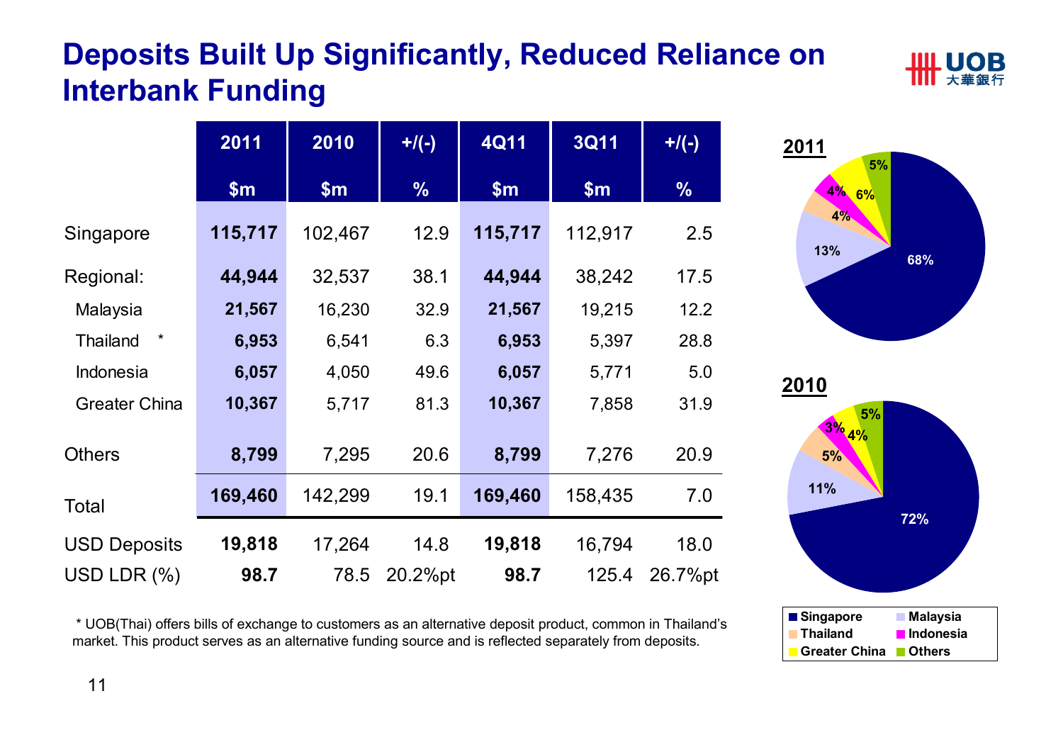# Deposits Built Up Significantly, Reduced Reliance on Interbank Funding

| | 2011 | 2010 | +/(-) | 4Q11 | 3Q11 | +/(-) |
|---|---|---|---|---|---|---|
| | $m | $m | % | $m | $m | % |
| Singapore | **115,717** | 102,467 | 12.9 | **115,717** | 112,917 | 2.5 |
| Regional: | **44,944** | 32,537 | 38.1 | **44,944** | 38,242 | 17.5 |
| Malaysia | **21,567** | 16,230 | 32.9 | **21,567** | 19,215 | 12.2 |
| Thailand * | **6,953** | 6,541 | 6.3 | **6,953** | 5,397 | 28.8 |
| Indonesia | **6,057** | 4,050 | 49.6 | **6,057** | 5,771 | 5.0 |
| Greater China | **10,367** | 5,717 | 81.3 | **10,367** | 7,858 | 31.9 |
| Others | **8,799** | 7,295 | 20.6 | **8,799** | 7,276 | 20.9 |
| Total | **169,460** | 142,299 | 19.1 | **169,460** | 158,435 | 7.0 |
| USD Deposits | **19,818** | 17,264 | 14.8 | **19,818** | 16,794 | 18.0 |
| USD LDR (%) | **98.7** | 78.5 | 20.2%pt | **98.7** | 125.4 | 26.7%pt |

\* UOB(Thai) offers bills of exchange to customers as an alternative deposit product, common in Thailand's market. This product serves as an alternative funding source and is reflected separately from deposits.

**2011**

| | % |
|---|---|
| Singapore | 68% |
| Malaysia | 13% |
| Thailand | 4% |
| Indonesia | 4% |
| Greater China | 6% |
| Others | 5% |

**2010**

| | % |
|---|---|
| Singapore | 72% |
| Malaysia | 11% |
| Thailand | 5% |
| Indonesia | 3% |
| Greater China | 4% |
| Others | 5% |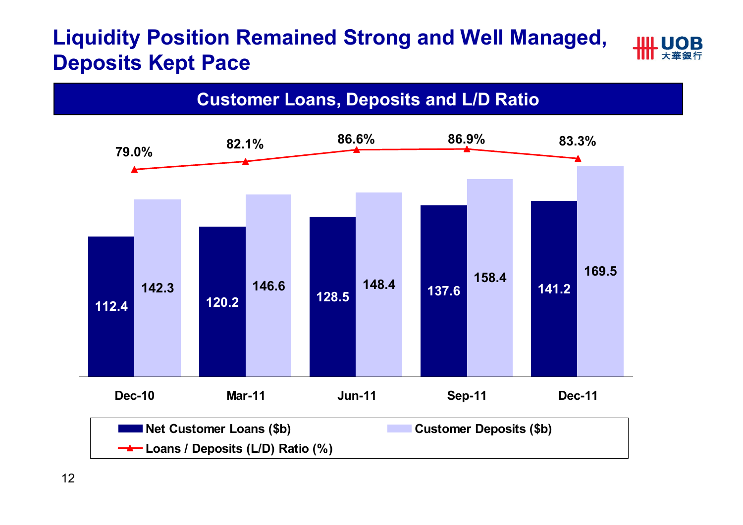# Liquidity Position Remained Strong and Well Managed, Deposits Kept Pace

## Customer Loans, Deposits and L/D Ratio

| | Dec-10 | Mar-11 | Jun-11 | Sep-11 | Dec-11 |
|---|---|---|---|---|---|
| Net Customer Loans ($b) | 112.4 | 120.2 | 128.5 | 137.6 | 141.2 |
| Customer Deposits ($b) | 142.3 | 146.6 | 148.4 | 158.4 | 169.5 |
| Loans / Deposits (L/D) Ratio (%) | 79.0% | 82.1% | 86.6% | 86.9% | 83.3% |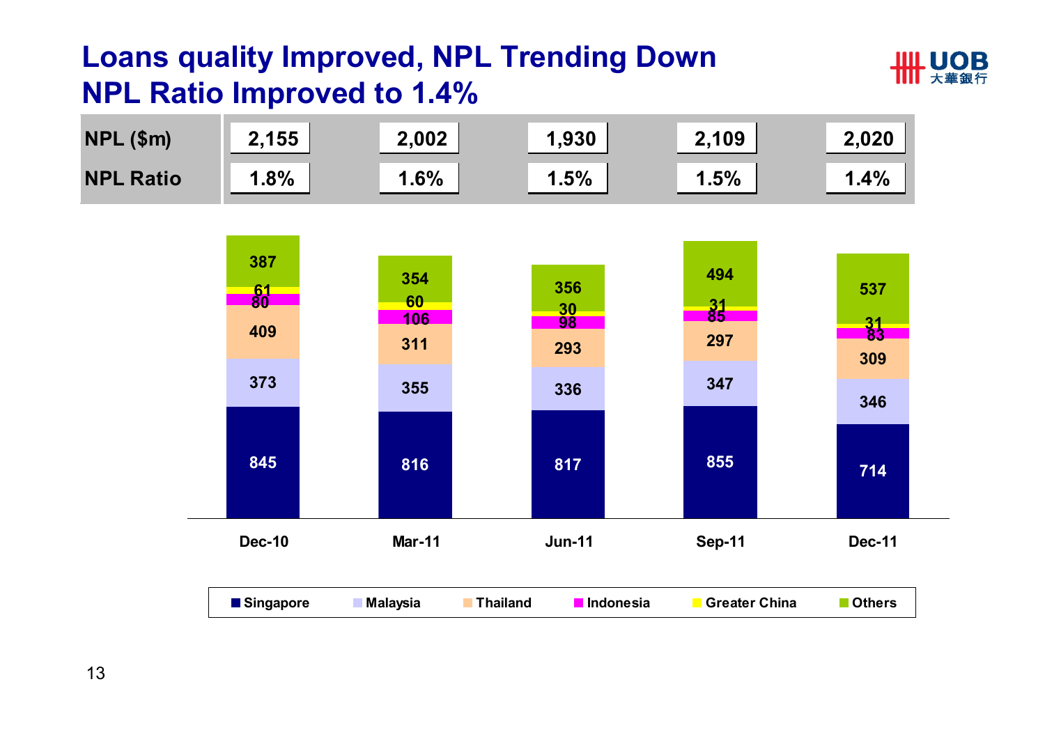# Loans quality Improved, NPL Trending Down
# NPL Ratio Improved to 1.4%

| | Dec-10 | Mar-11 | Jun-11 | Sep-11 | Dec-11 |
|---|---|---|---|---|---|
| NPL ($m) | 2,155 | 2,002 | 1,930 | 2,109 | 2,020 |
| NPL Ratio | 1.8% | 1.6% | 1.5% | 1.5% | 1.4% |

| | Dec-10 | Mar-11 | Jun-11 | Sep-11 | Dec-11 |
|---|---|---|---|---|---|
| Singapore | 845 | 816 | 817 | 855 | 714 |
| Malaysia | 373 | 355 | 336 | 347 | 346 |
| Thailand | 409 | 311 | 293 | 297 | 309 |
| Indonesia | 80 | 106 | 98 | 85 | 83 |
| Greater China | 61 | 60 | 30 | 31 | 31 |
| Others | 387 | 354 | 356 | 494 | 537 |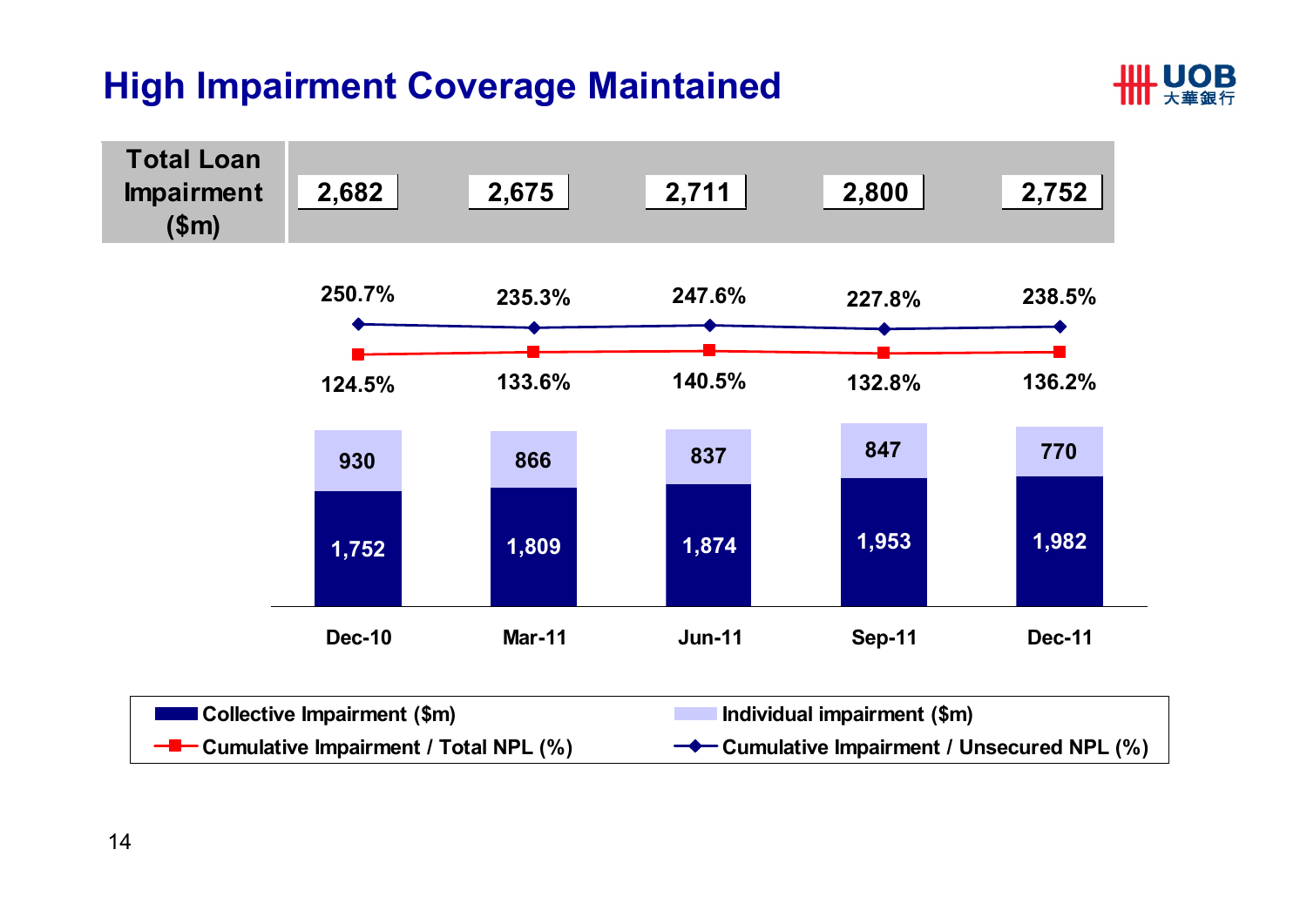# High Impairment Coverage Maintained

| | Dec-10 | Mar-11 | Jun-11 | Sep-11 | Dec-11 |
|---|---|---|---|---|---|
| Total Loan Impairment ($m) | 2,682 | 2,675 | 2,711 | 2,800 | 2,752 |
| Cumulative Impairment / Unsecured NPL (%) | 250.7% | 235.3% | 247.6% | 227.8% | 238.5% |
| Cumulative Impairment / Total NPL (%) | 124.5% | 133.6% | 140.5% | 132.8% | 136.2% |
| Individual impairment ($m) | 930 | 866 | 837 | 847 | 770 |
| Collective Impairment ($m) | 1,752 | 1,809 | 1,874 | 1,953 | 1,982 |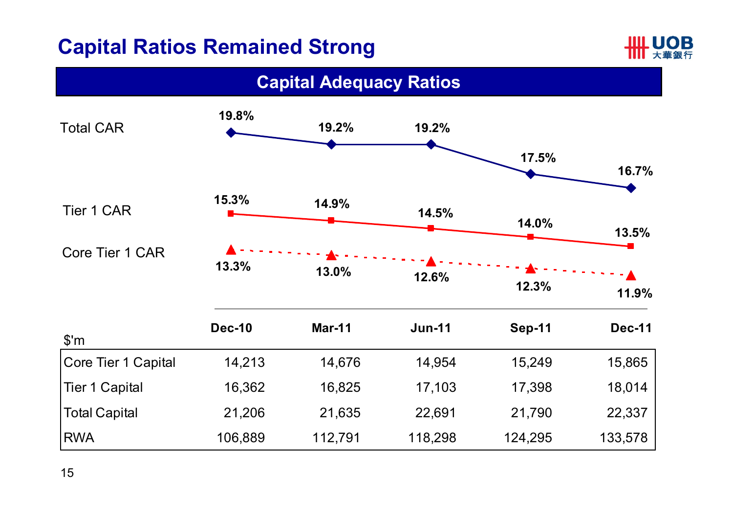# Capital Ratios Remained Strong

## Capital Adequacy Ratios

| | Dec-10 | Mar-11 | Jun-11 | Sep-11 | Dec-11 |
|---|---|---|---|---|---|
| Total CAR | 19.8% | 19.2% | 19.2% | 17.5% | 16.7% |
| Tier 1 CAR | 15.3% | 14.9% | 14.5% | 14.0% | 13.5% |
| Core Tier 1 CAR | 13.3% | 13.0% | 12.6% | 12.3% | 11.9% |

| $'m | Dec-10 | Mar-11 | Jun-11 | Sep-11 | Dec-11 |
|---|---|---|---|---|---|
| Core Tier 1 Capital | 14,213 | 14,676 | 14,954 | 15,249 | 15,865 |
| Tier 1 Capital | 16,362 | 16,825 | 17,103 | 17,398 | 18,014 |
| Total Capital | 21,206 | 21,635 | 22,691 | 21,790 | 22,337 |
| RWA | 106,889 | 112,791 | 118,298 | 124,295 | 133,578 |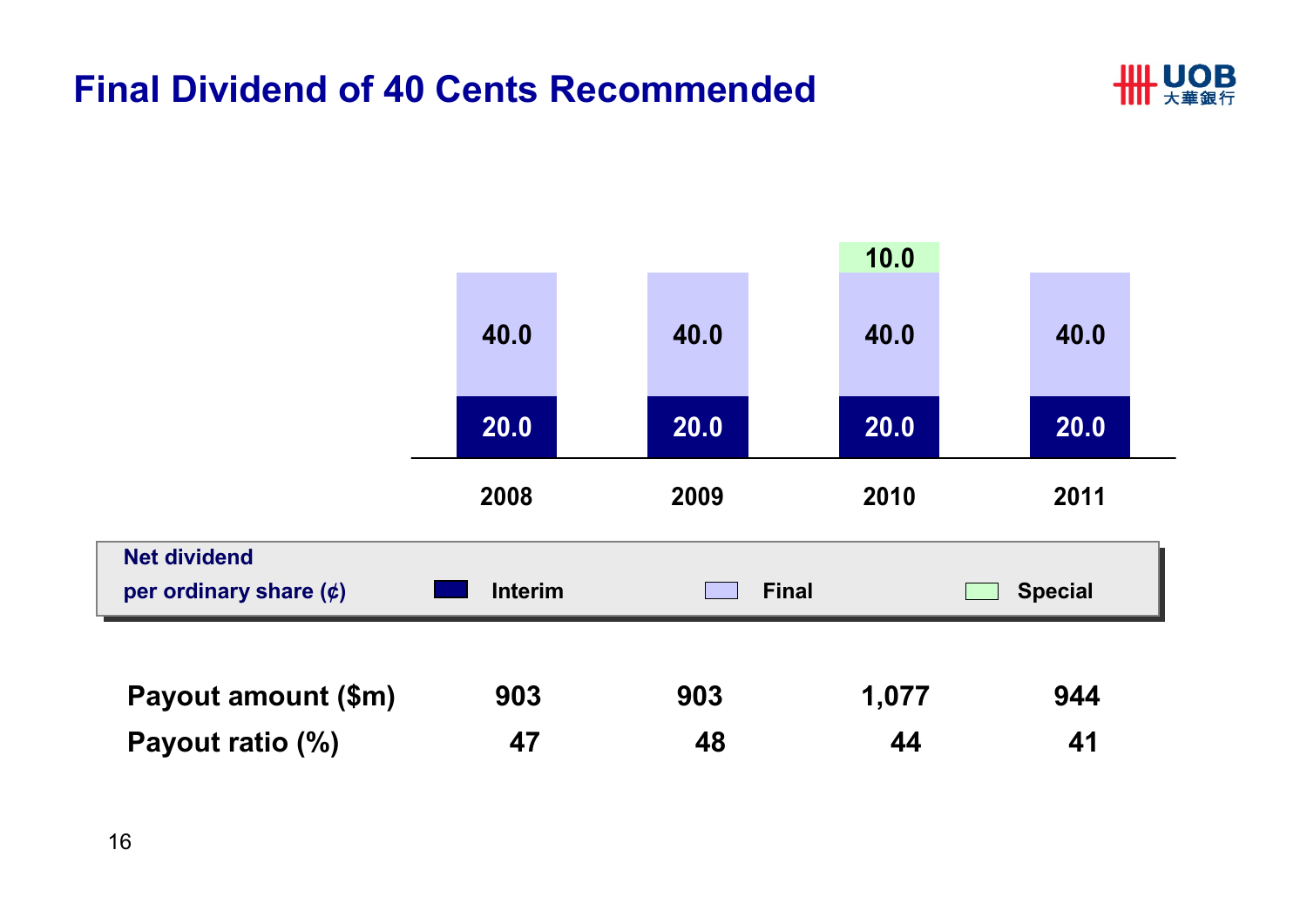# Final Dividend of 40 Cents Recommended

Net dividend per ordinary share (¢)

| | 2008 | 2009 | 2010 | 2011 |
|---|---|---|---|---|
| Interim | 20.0 | 20.0 | 20.0 | 20.0 |
| Final | 40.0 | 40.0 | 40.0 | 40.0 |
| Special | | | 10.0 | |
| **Payout amount ($m)** | **903** | **903** | **1,077** | **944** |
| **Payout ratio (%)** | **47** | **48** | **44** | **41** |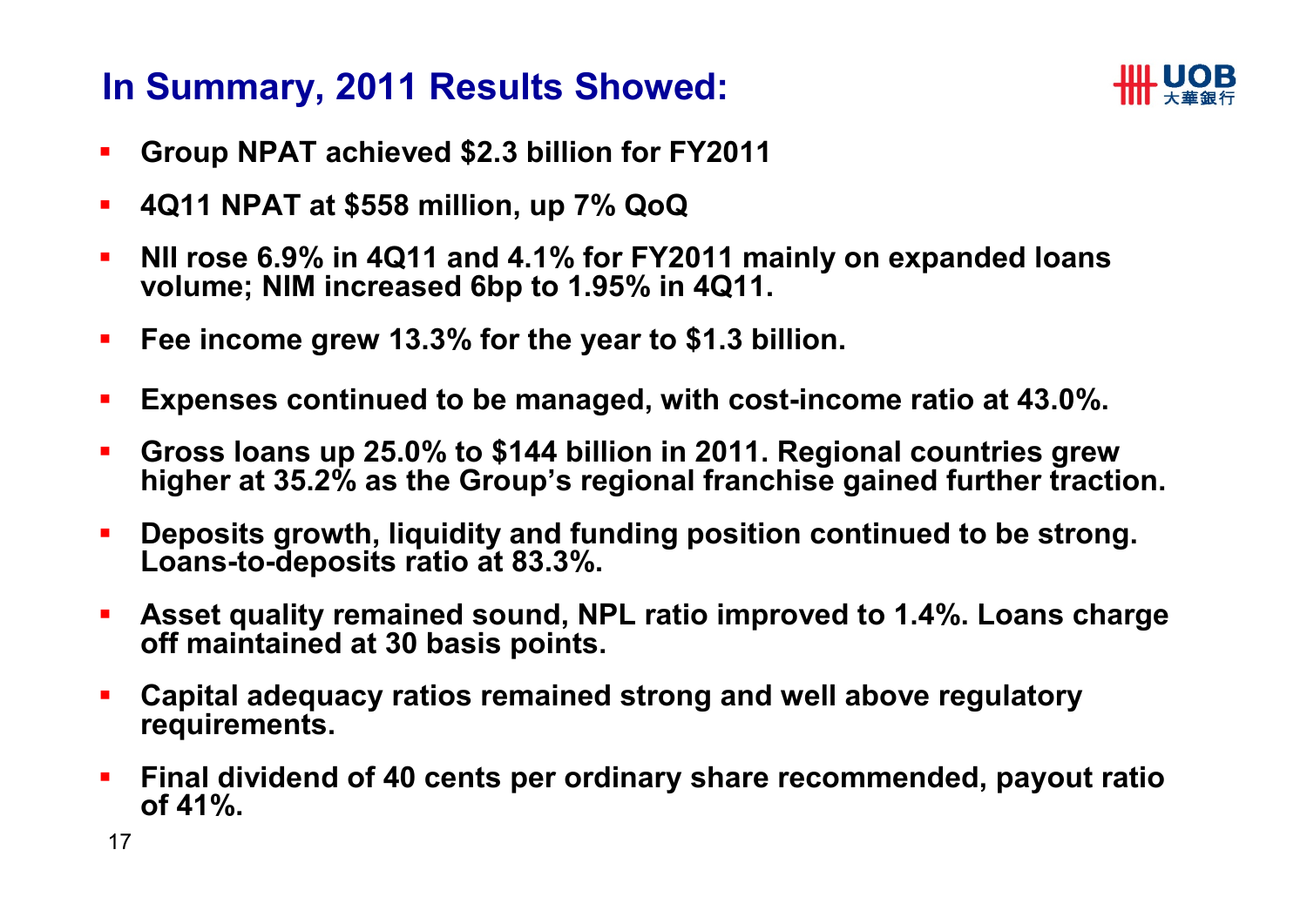# In Summary, 2011 Results Showed:

- **Group NPAT achieved $2.3 billion for FY2011**
- **4Q11 NPAT at $558 million, up 7% QoQ**
- **NII rose 6.9% in 4Q11 and 4.1% for FY2011 mainly on expanded loans volume; NIM increased 6bp to 1.95% in 4Q11.**
- **Fee income grew 13.3% for the year to $1.3 billion.**
- **Expenses continued to be managed, with cost-income ratio at 43.0%.**
- **Gross loans up 25.0% to $144 billion in 2011. Regional countries grew higher at 35.2% as the Group's regional franchise gained further traction.**
- **Deposits growth, liquidity and funding position continued to be strong. Loans-to-deposits ratio at 83.3%.**
- **Asset quality remained sound, NPL ratio improved to 1.4%. Loans charge off maintained at 30 basis points.**
- **Capital adequacy ratios remained strong and well above regulatory requirements.**
- **Final dividend of 40 cents per ordinary share recommended, payout ratio of 41%.**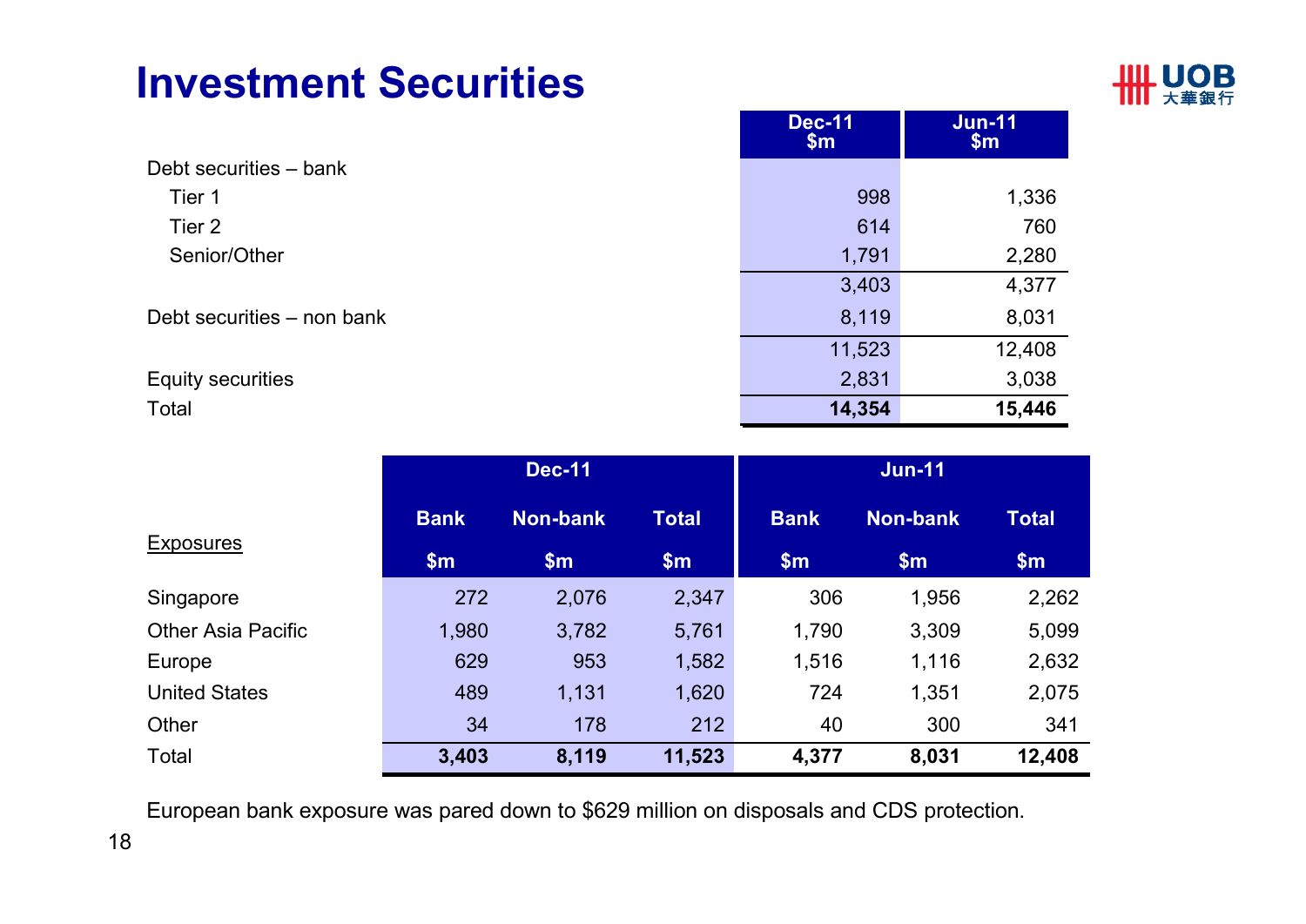# Investment Securities

| | Dec-11 $m | Jun-11 $m |
|---|---|---|
| Debt securities – bank | | |
| Tier 1 | 998 | 1,336 |
| Tier 2 | 614 | 760 |
| Senior/Other | 1,791 | 2,280 |
| | 3,403 | 4,377 |
| Debt securities – non bank | 8,119 | 8,031 |
| | 11,523 | 12,408 |
| Equity securities | 2,831 | 3,038 |
| Total | **14,354** | **15,446** |

| Exposures | Dec-11 | | | Jun-11 | | |
|---|---|---|---|---|---|---|
| | Bank $m | Non-bank $m | Total $m | Bank $m | Non-bank $m | Total $m |
| Singapore | 272 | 2,076 | 2,347 | 306 | 1,956 | 2,262 |
| Other Asia Pacific | 1,980 | 3,782 | 5,761 | 1,790 | 3,309 | 5,099 |
| Europe | 629 | 953 | 1,582 | 1,516 | 1,116 | 2,632 |
| United States | 489 | 1,131 | 1,620 | 724 | 1,351 | 2,075 |
| Other | 34 | 178 | 212 | 40 | 300 | 341 |
| Total | **3,403** | **8,119** | **11,523** | **4,377** | **8,031** | **12,408** |

European bank exposure was pared down to $629 million on disposals and CDS protection.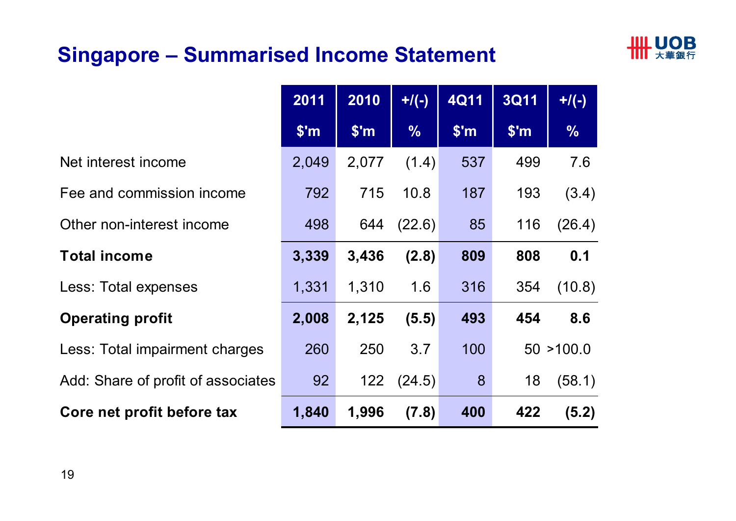## Singapore – Summarised Income Statement

| | 2011<br>$'m | 2010<br>$'m | +/(-)<br>% | 4Q11<br>$'m | 3Q11<br>$'m | +/(-)<br>% |
|---|---|---|---|---|---|---|
| Net interest income | 2,049 | 2,077 | (1.4) | 537 | 499 | 7.6 |
| Fee and commission income | 792 | 715 | 10.8 | 187 | 193 | (3.4) |
| Other non-interest income | 498 | 644 | (22.6) | 85 | 116 | (26.4) |
| **Total income** | **3,339** | **3,436** | **(2.8)** | **809** | **808** | **0.1** |
| Less: Total expenses | 1,331 | 1,310 | 1.6 | 316 | 354 | (10.8) |
| **Operating profit** | **2,008** | **2,125** | **(5.5)** | **493** | **454** | **8.6** |
| Less: Total impairment charges | 260 | 250 | 3.7 | 100 | 50 | >100.0 |
| Add: Share of profit of associates | 92 | 122 | (24.5) | 8 | 18 | (58.1) |
| **Core net profit before tax** | **1,840** | **1,996** | **(7.8)** | **400** | **422** | **(5.2)** |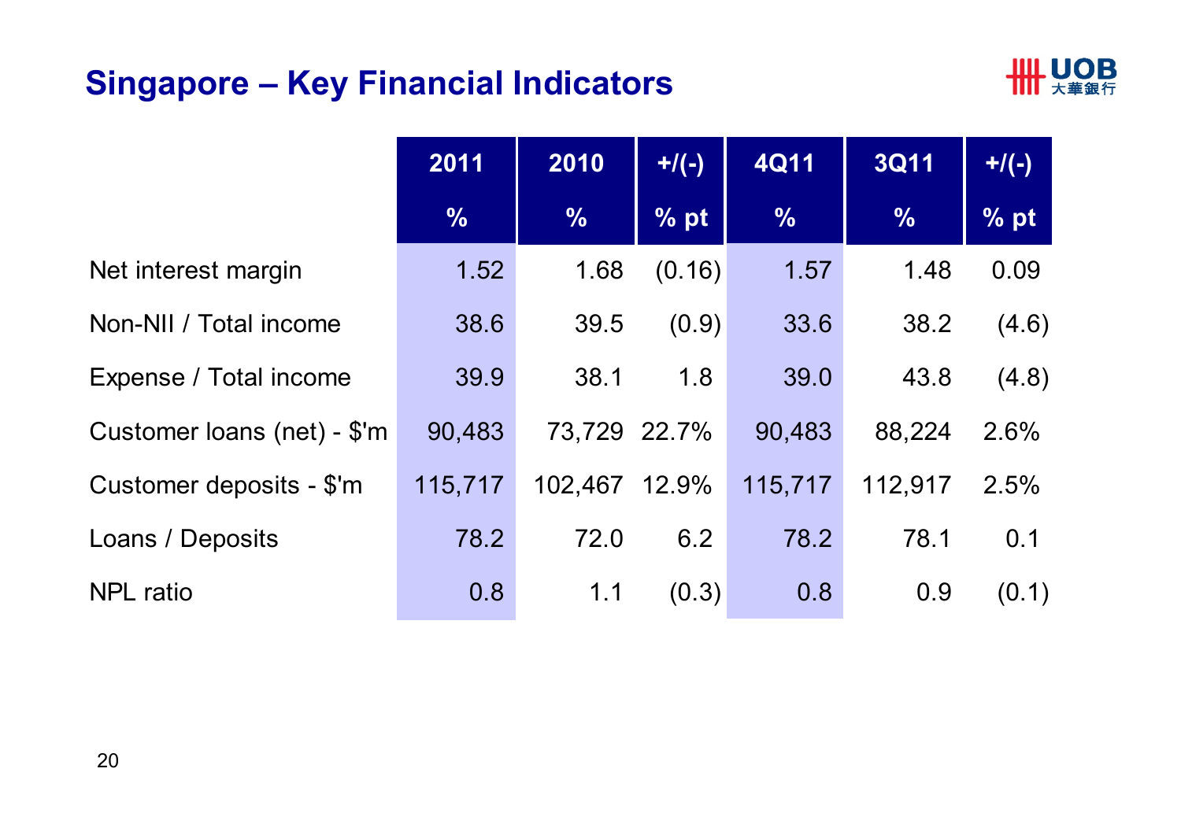# Singapore – Key Financial Indicators

| | 2011 | 2010 | +/(-) | 4Q11 | 3Q11 | +/(-) |
|---|---|---|---|---|---|---|
| | % | % | % pt | % | % | % pt |
| Net interest margin | 1.52 | 1.68 | (0.16) | 1.57 | 1.48 | 0.09 |
| Non-NII / Total income | 38.6 | 39.5 | (0.9) | 33.6 | 38.2 | (4.6) |
| Expense / Total income | 39.9 | 38.1 | 1.8 | 39.0 | 43.8 | (4.8) |
| Customer loans (net) - $'m | 90,483 | 73,729 | 22.7% | 90,483 | 88,224 | 2.6% |
| Customer deposits - $'m | 115,717 | 102,467 | 12.9% | 115,717 | 112,917 | 2.5% |
| Loans / Deposits | 78.2 | 72.0 | 6.2 | 78.2 | 78.1 | 0.1 |
| NPL ratio | 0.8 | 1.1 | (0.3) | 0.8 | 0.9 | (0.1) |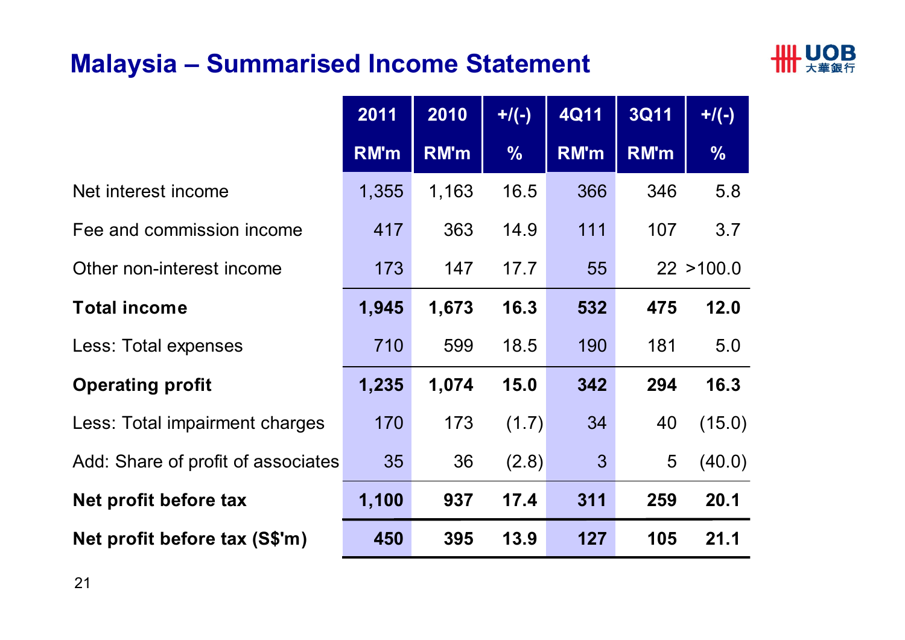# Malaysia – Summarised Income Statement

| | 2011<br>RM'm | 2010<br>RM'm | +/(-)<br>% | 4Q11<br>RM'm | 3Q11<br>RM'm | +/(-)<br>% |
|---|---|---|---|---|---|---|
| Net interest income | 1,355 | 1,163 | 16.5 | 366 | 346 | 5.8 |
| Fee and commission income | 417 | 363 | 14.9 | 111 | 107 | 3.7 |
| Other non-interest income | 173 | 147 | 17.7 | 55 | 22 | >100.0 |
| **Total income** | **1,945** | **1,673** | **16.3** | **532** | **475** | **12.0** |
| Less: Total expenses | 710 | 599 | 18.5 | 190 | 181 | 5.0 |
| **Operating profit** | **1,235** | **1,074** | **15.0** | **342** | **294** | **16.3** |
| Less: Total impairment charges | 170 | 173 | (1.7) | 34 | 40 | (15.0) |
| Add: Share of profit of associates | 35 | 36 | (2.8) | 3 | 5 | (40.0) |
| **Net profit before tax** | **1,100** | **937** | **17.4** | **311** | **259** | **20.1** |
| **Net profit before tax (S$'m)** | **450** | **395** | **13.9** | **127** | **105** | **21.1** |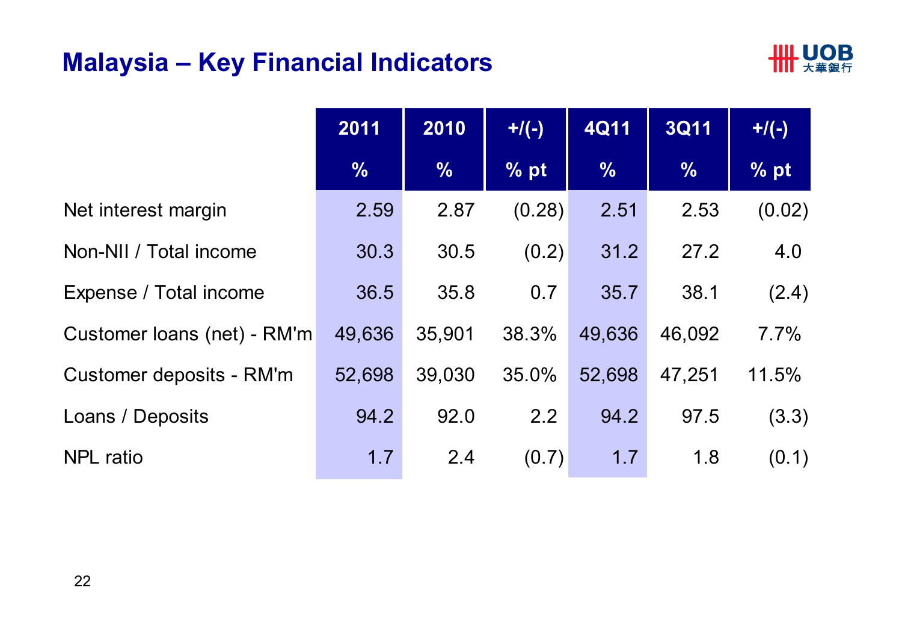# Malaysia – Key Financial Indicators

| | 2011<br>% | 2010<br>% | +/(-)<br>% pt | 4Q11<br>% | 3Q11<br>% | +/(-)<br>% pt |
|---|---|---|---|---|---|---|
| Net interest margin | 2.59 | 2.87 | (0.28) | 2.51 | 2.53 | (0.02) |
| Non-NII / Total income | 30.3 | 30.5 | (0.2) | 31.2 | 27.2 | 4.0 |
| Expense / Total income | 36.5 | 35.8 | 0.7 | 35.7 | 38.1 | (2.4) |
| Customer loans (net) - RM'm | 49,636 | 35,901 | 38.3% | 49,636 | 46,092 | 7.7% |
| Customer deposits - RM'm | 52,698 | 39,030 | 35.0% | 52,698 | 47,251 | 11.5% |
| Loans / Deposits | 94.2 | 92.0 | 2.2 | 94.2 | 97.5 | (3.3) |
| NPL ratio | 1.7 | 2.4 | (0.7) | 1.7 | 1.8 | (0.1) |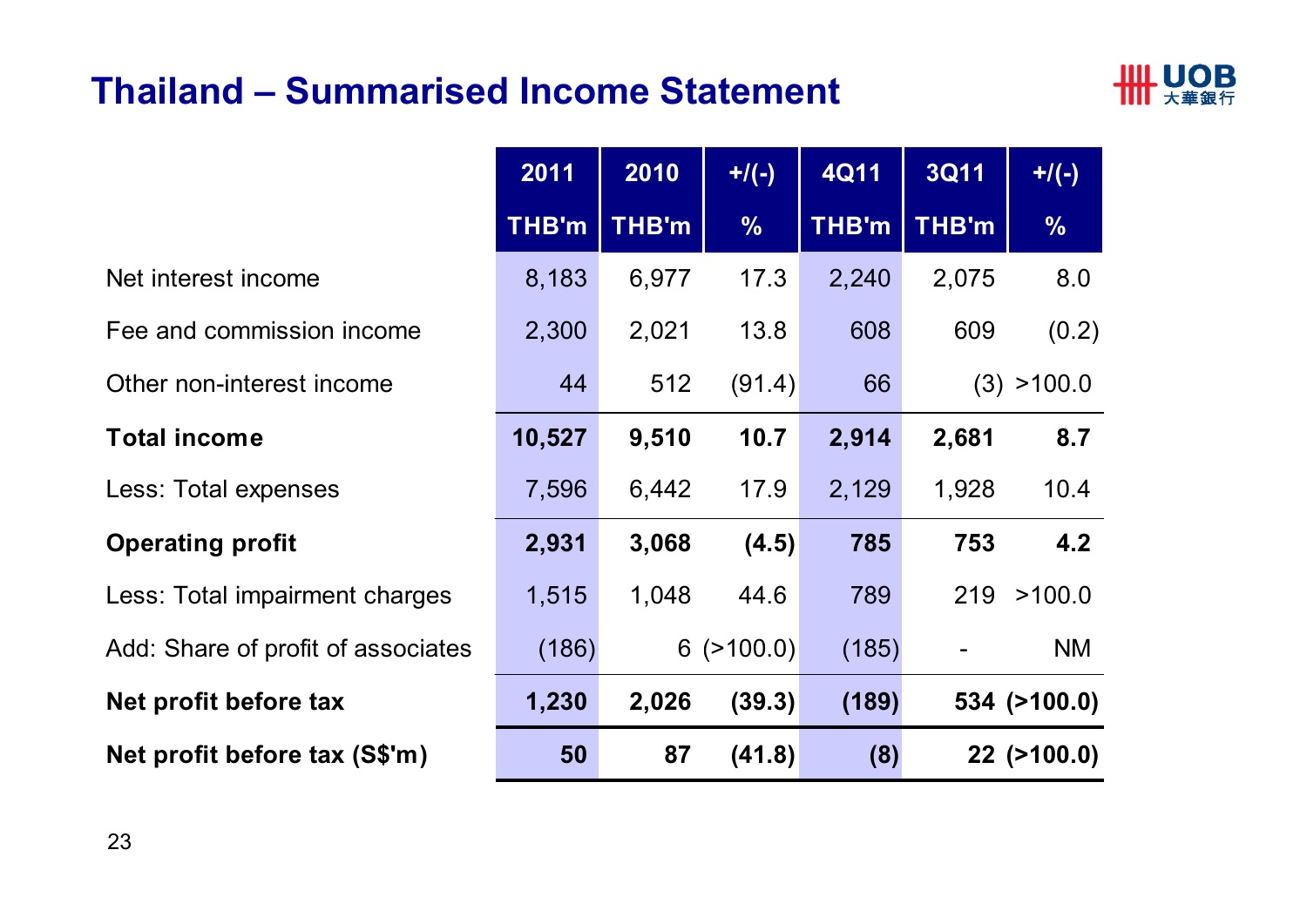# Thailand – Summarised Income Statement

| | 2011 THB'm | 2010 THB'm | +/(-) % | 4Q11 THB'm | 3Q11 THB'm | +/(-) % |
|---|---|---|---|---|---|---|
| Net interest income | 8,183 | 6,977 | 17.3 | 2,240 | 2,075 | 8.0 |
| Fee and commission income | 2,300 | 2,021 | 13.8 | 608 | 609 | (0.2) |
| Other non-interest income | 44 | 512 | (91.4) | 66 | (3) | >100.0 |
| **Total income** | **10,527** | **9,510** | **10.7** | **2,914** | **2,681** | **8.7** |
| Less: Total expenses | 7,596 | 6,442 | 17.9 | 2,129 | 1,928 | 10.4 |
| **Operating profit** | **2,931** | **3,068** | **(4.5)** | **785** | **753** | **4.2** |
| Less: Total impairment charges | 1,515 | 1,048 | 44.6 | 789 | 219 | >100.0 |
| Add: Share of profit of associates | (186) | 6 | (>100.0) | (185) | - | NM |
| **Net profit before tax** | **1,230** | **2,026** | **(39.3)** | **(189)** | **534** | **(>100.0)** |
| **Net profit before tax (S$'m)** | **50** | **87** | **(41.8)** | **(8)** | **22** | **(>100.0)** |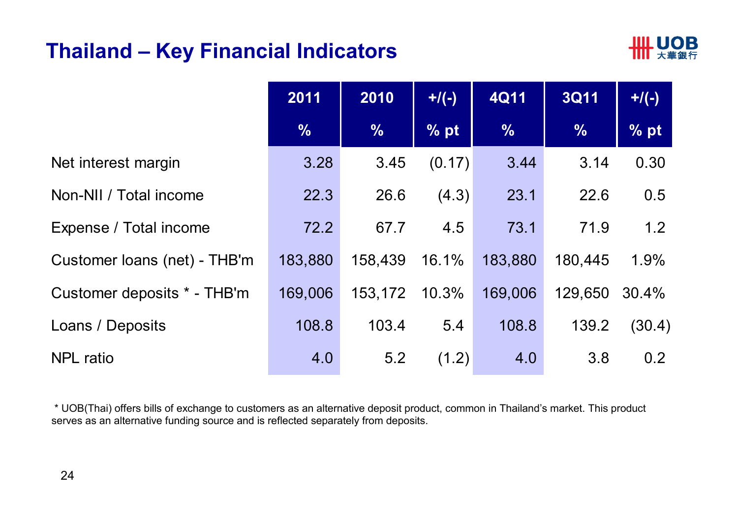# Thailand – Key Financial Indicators

| | 2011 | 2010 | +/(-) | 4Q11 | 3Q11 | +/(-) |
|---|---|---|---|---|---|---|
| | % | % | % pt | % | % | % pt |
| Net interest margin | 3.28 | 3.45 | (0.17) | 3.44 | 3.14 | 0.30 |
| Non-NII / Total income | 22.3 | 26.6 | (4.3) | 23.1 | 22.6 | 0.5 |
| Expense / Total income | 72.2 | 67.7 | 4.5 | 73.1 | 71.9 | 1.2 |
| Customer loans (net) - THB'm | 183,880 | 158,439 | 16.1% | 183,880 | 180,445 | 1.9% |
| Customer deposits * - THB'm | 169,006 | 153,172 | 10.3% | 169,006 | 129,650 | 30.4% |
| Loans / Deposits | 108.8 | 103.4 | 5.4 | 108.8 | 139.2 | (30.4) |
| NPL ratio | 4.0 | 5.2 | (1.2) | 4.0 | 3.8 | 0.2 |

* UOB(Thai) offers bills of exchange to customers as an alternative deposit product, common in Thailand's market. This product serves as an alternative funding source and is reflected separately from deposits.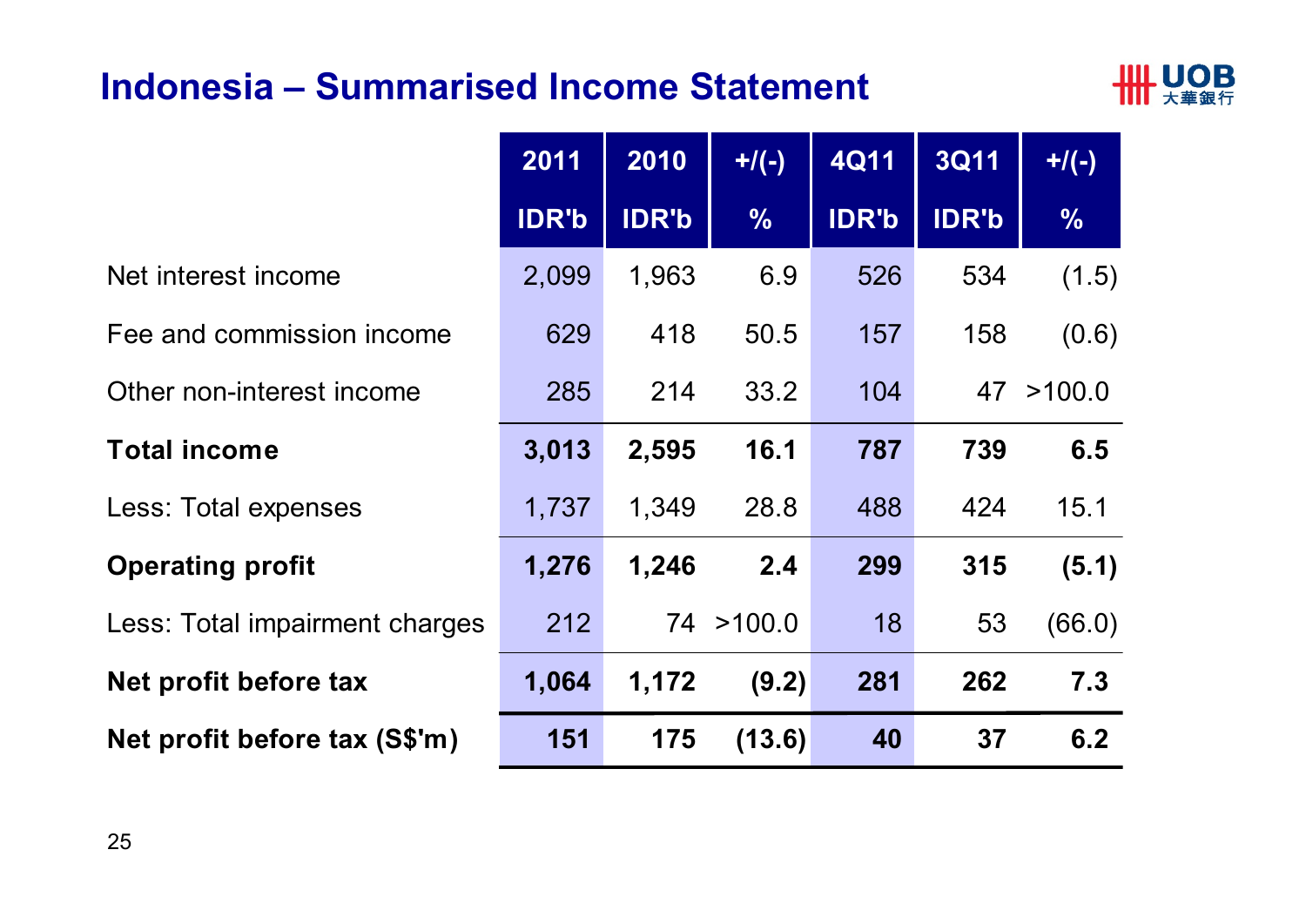# Indonesia – Summarised Income Statement

| | 2011 IDR'b | 2010 IDR'b | +/(-) % | 4Q11 IDR'b | 3Q11 IDR'b | +/(-) % |
|---|---|---|---|---|---|---|
| Net interest income | 2,099 | 1,963 | 6.9 | 526 | 534 | (1.5) |
| Fee and commission income | 629 | 418 | 50.5 | 157 | 158 | (0.6) |
| Other non-interest income | 285 | 214 | 33.2 | 104 | 47 | >100.0 |
| **Total income** | **3,013** | **2,595** | **16.1** | **787** | **739** | **6.5** |
| Less: Total expenses | 1,737 | 1,349 | 28.8 | 488 | 424 | 15.1 |
| **Operating profit** | **1,276** | **1,246** | **2.4** | **299** | **315** | **(5.1)** |
| Less: Total impairment charges | 212 | 74 | >100.0 | 18 | 53 | (66.0) |
| **Net profit before tax** | **1,064** | **1,172** | **(9.2)** | **281** | **262** | **7.3** |
| **Net profit before tax (S$'m)** | **151** | **175** | **(13.6)** | **40** | **37** | **6.2** |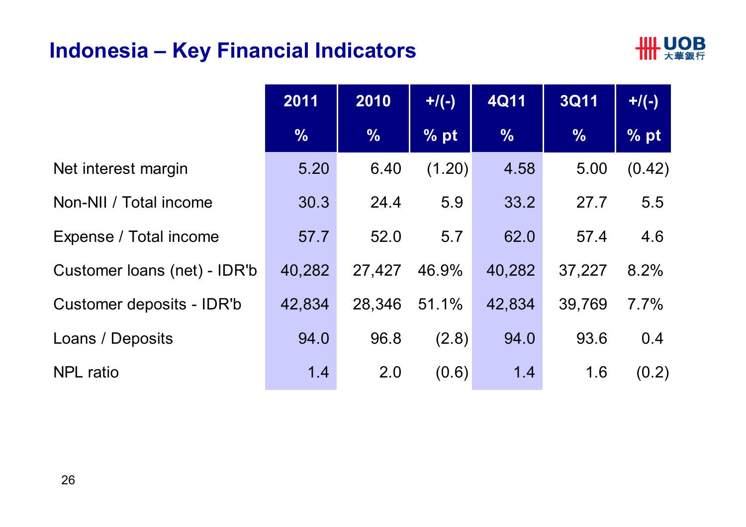# Indonesia – Key Financial Indicators

| | 2011 | 2010 | +/(-) | 4Q11 | 3Q11 | +/(-) |
|---|---|---|---|---|---|---|
| | % | % | % pt | % | % | % pt |
| Net interest margin | 5.20 | 6.40 | (1.20) | 4.58 | 5.00 | (0.42) |
| Non-NII / Total income | 30.3 | 24.4 | 5.9 | 33.2 | 27.7 | 5.5 |
| Expense / Total income | 57.7 | 52.0 | 5.7 | 62.0 | 57.4 | 4.6 |
| Customer loans (net) - IDR'b | 40,282 | 27,427 | 46.9% | 40,282 | 37,227 | 8.2% |
| Customer deposits - IDR'b | 42,834 | 28,346 | 51.1% | 42,834 | 39,769 | 7.7% |
| Loans / Deposits | 94.0 | 96.8 | (2.8) | 94.0 | 93.6 | 0.4 |
| NPL ratio | 1.4 | 2.0 | (0.6) | 1.4 | 1.6 | (0.2) |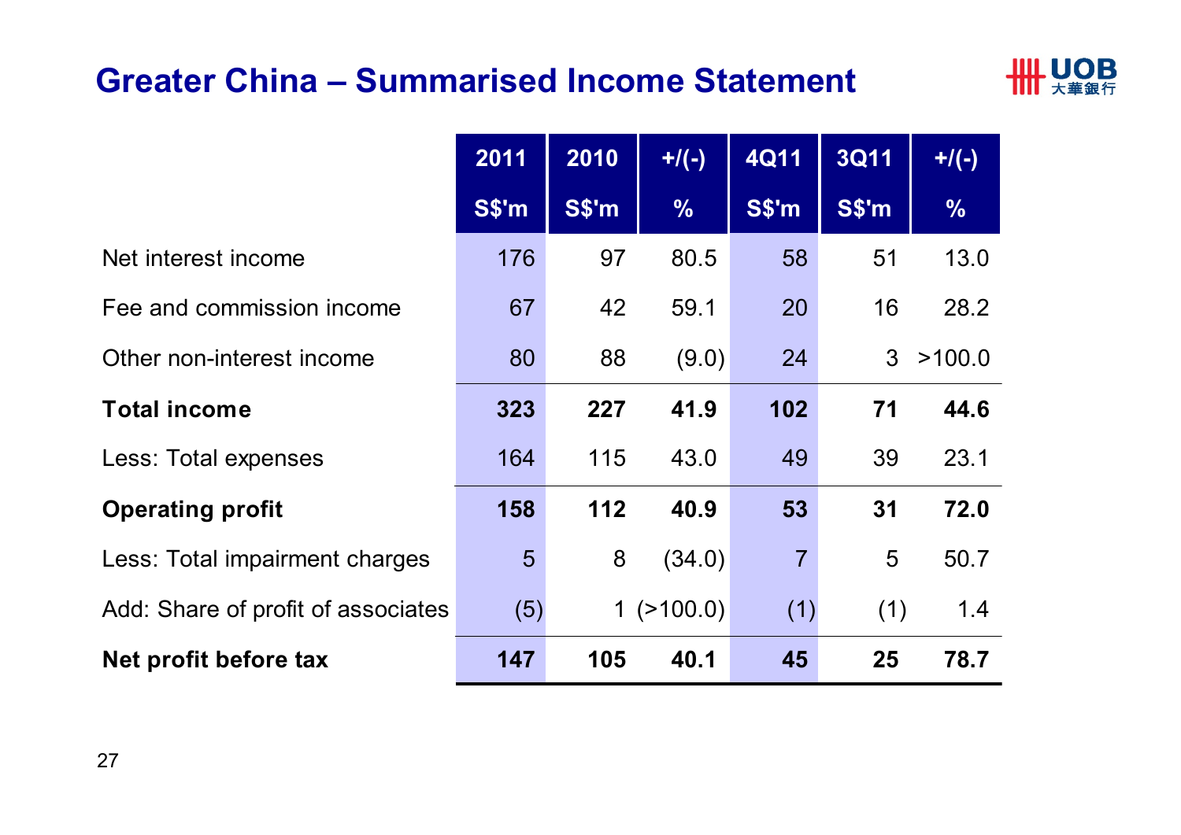# Greater China – Summarised Income Statement

| | 2011<br>S$'m | 2010<br>S$'m | +/(-)<br>% | 4Q11<br>S$'m | 3Q11<br>S$'m | +/(-)<br>% |
|---|---|---|---|---|---|---|
| Net interest income | 176 | 97 | 80.5 | 58 | 51 | 13.0 |
| Fee and commission income | 67 | 42 | 59.1 | 20 | 16 | 28.2 |
| Other non-interest income | 80 | 88 | (9.0) | 24 | 3 | >100.0 |
| **Total income** | **323** | **227** | **41.9** | **102** | **71** | **44.6** |
| Less: Total expenses | 164 | 115 | 43.0 | 49 | 39 | 23.1 |
| **Operating profit** | **158** | **112** | **40.9** | **53** | **31** | **72.0** |
| Less: Total impairment charges | 5 | 8 | (34.0) | 7 | 5 | 50.7 |
| Add: Share of profit of associates | (5) | 1 | (>100.0) | (1) | (1) | 1.4 |
| **Net profit before tax** | **147** | **105** | **40.1** | **45** | **25** | **78.7** |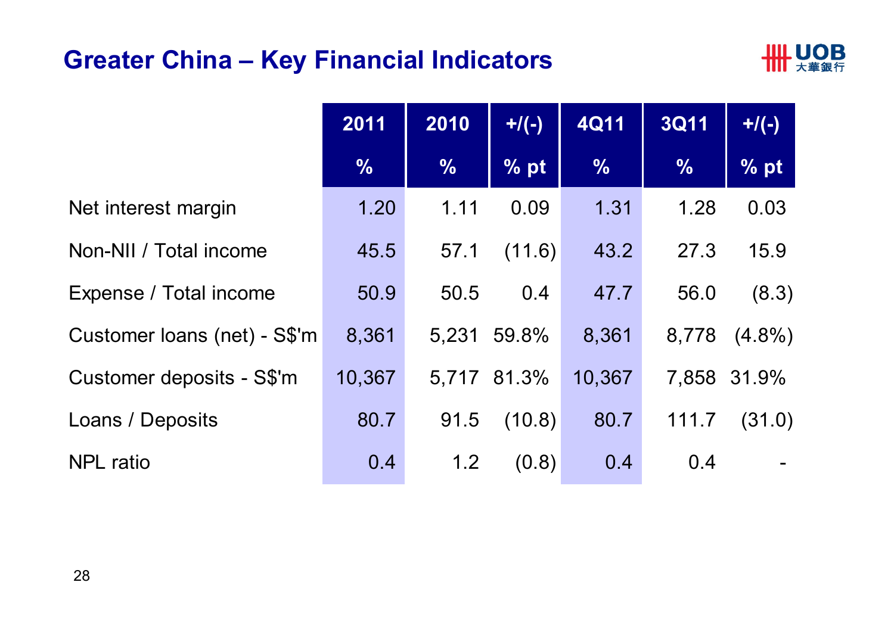# Greater China – Key Financial Indicators

| | 2011 | 2010 | +/(-) | 4Q11 | 3Q11 | +/(-) |
|---|---|---|---|---|---|---|
| | % | % | % pt | % | % | % pt |
| Net interest margin | 1.20 | 1.11 | 0.09 | 1.31 | 1.28 | 0.03 |
| Non-NII / Total income | 45.5 | 57.1 | (11.6) | 43.2 | 27.3 | 15.9 |
| Expense / Total income | 50.9 | 50.5 | 0.4 | 47.7 | 56.0 | (8.3) |
| Customer loans (net) - S$'m | 8,361 | 5,231 | 59.8% | 8,361 | 8,778 | (4.8%) |
| Customer deposits - S$'m | 10,367 | 5,717 | 81.3% | 10,367 | 7,858 | 31.9% |
| Loans / Deposits | 80.7 | 91.5 | (10.8) | 80.7 | 111.7 | (31.0) |
| NPL ratio | 0.4 | 1.2 | (0.8) | 0.4 | 0.4 | - |